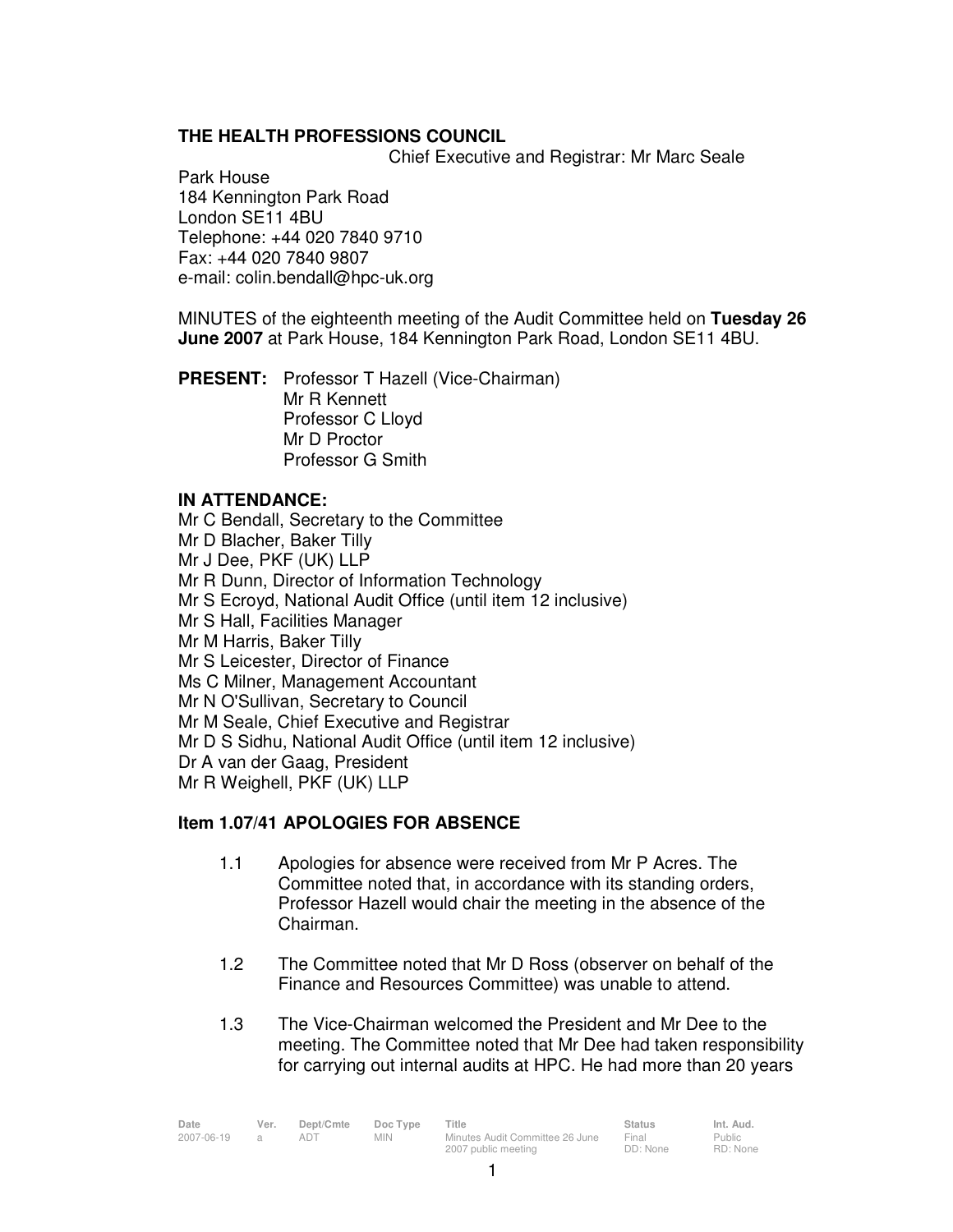**THE HEALTH PROFESSIONS COUNCIL**

Chief Executive and Registrar: Mr Marc Seale

Park House
184 Kennington Park Road
London SE11 4BU
Telephone: +44 020 7840 9710
Fax: +44 020 7840 9807
e-mail: colin.bendall@hpc-uk.org

MINUTES of the eighteenth meeting of the Audit Committee held on **Tuesday 26 June 2007** at Park House, 184 Kennington Park Road, London SE11 4BU.

**PRESENT:** Professor T Hazell (Vice-Chairman)
Mr R Kennett
Professor C Lloyd
Mr D Proctor
Professor G Smith

**IN ATTENDANCE:**
Mr C Bendall, Secretary to the Committee
Mr D Blacher, Baker Tilly
Mr J Dee, PKF (UK) LLP
Mr R Dunn, Director of Information Technology
Mr S Ecroyd, National Audit Office (until item 12 inclusive)
Mr S Hall, Facilities Manager
Mr M Harris, Baker Tilly
Mr S Leicester, Director of Finance
Ms C Milner, Management Accountant
Mr N O'Sullivan, Secretary to Council
Mr M Seale, Chief Executive and Registrar
Mr D S Sidhu, National Audit Office (until item 12 inclusive)
Dr A van der Gaag, President
Mr R Weighell, PKF (UK) LLP

### Item 1.07/41 APOLOGIES FOR ABSENCE

1.1 Apologies for absence were received from Mr P Acres. The Committee noted that, in accordance with its standing orders, Professor Hazell would chair the meeting in the absence of the Chairman.

1.2 The Committee noted that Mr D Ross (observer on behalf of the Finance and Resources Committee) was unable to attend.

1.3 The Vice-Chairman welcomed the President and Mr Dee to the meeting. The Committee noted that Mr Dee had taken responsibility for carrying out internal audits at HPC. He had more than 20 years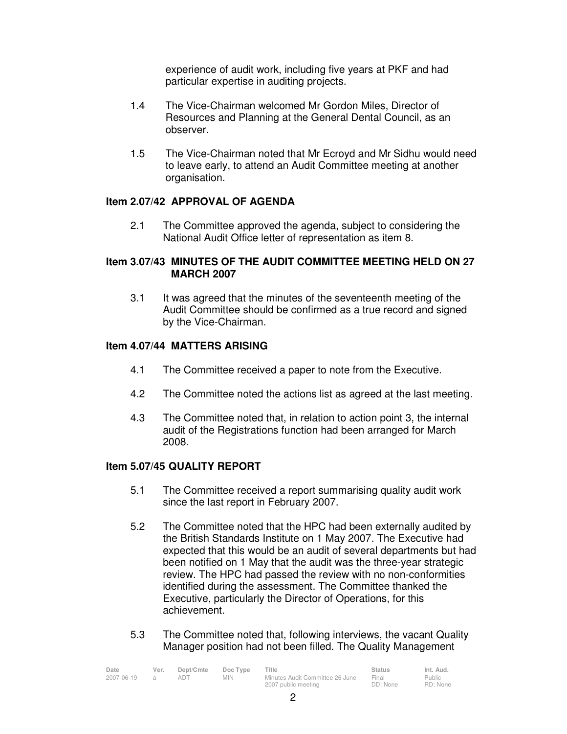experience of audit work, including five years at PKF and had particular expertise in auditing projects.

1.4 The Vice-Chairman welcomed Mr Gordon Miles, Director of Resources and Planning at the General Dental Council, as an observer.

1.5 The Vice-Chairman noted that Mr Ecroyd and Mr Sidhu would need to leave early, to attend an Audit Committee meeting at another organisation.

**Item 2.07/42 APPROVAL OF AGENDA**

2.1 The Committee approved the agenda, subject to considering the National Audit Office letter of representation as item 8.

**Item 3.07/43 MINUTES OF THE AUDIT COMMITTEE MEETING HELD ON 27 MARCH 2007**

3.1 It was agreed that the minutes of the seventeenth meeting of the Audit Committee should be confirmed as a true record and signed by the Vice-Chairman.

**Item 4.07/44 MATTERS ARISING**

4.1 The Committee received a paper to note from the Executive.

4.2 The Committee noted the actions list as agreed at the last meeting.

4.3 The Committee noted that, in relation to action point 3, the internal audit of the Registrations function had been arranged for March 2008.

**Item 5.07/45 QUALITY REPORT**

5.1 The Committee received a report summarising quality audit work since the last report in February 2007.

5.2 The Committee noted that the HPC had been externally audited by the British Standards Institute on 1 May 2007. The Executive had expected that this would be an audit of several departments but had been notified on 1 May that the audit was the three-year strategic review. The HPC had passed the review with no non-conformities identified during the assessment. The Committee thanked the Executive, particularly the Director of Operations, for this achievement.

5.3 The Committee noted that, following interviews, the vacant Quality Manager position had not been filled. The Quality Management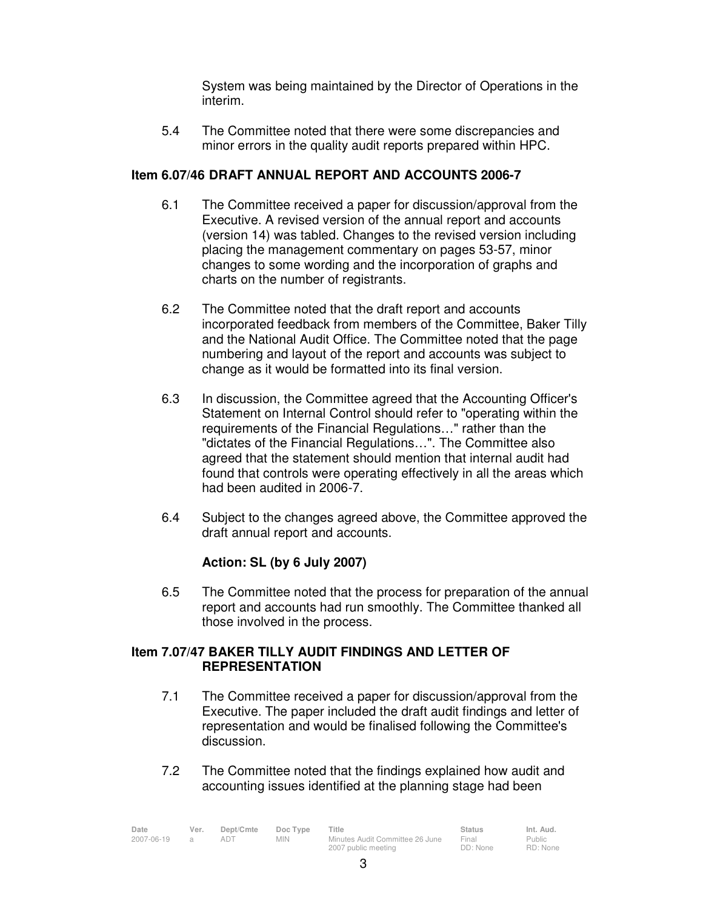System was being maintained by the Director of Operations in the interim.

5.4 The Committee noted that there were some discrepancies and minor errors in the quality audit reports prepared within HPC.

### Item 6.07/46 DRAFT ANNUAL REPORT AND ACCOUNTS 2006-7

6.1 The Committee received a paper for discussion/approval from the Executive. A revised version of the annual report and accounts (version 14) was tabled. Changes to the revised version including placing the management commentary on pages 53-57, minor changes to some wording and the incorporation of graphs and charts on the number of registrants.

6.2 The Committee noted that the draft report and accounts incorporated feedback from members of the Committee, Baker Tilly and the National Audit Office. The Committee noted that the page numbering and layout of the report and accounts was subject to change as it would be formatted into its final version.

6.3 In discussion, the Committee agreed that the Accounting Officer's Statement on Internal Control should refer to "operating within the requirements of the Financial Regulations…" rather than the "dictates of the Financial Regulations…". The Committee also agreed that the statement should mention that internal audit had found that controls were operating effectively in all the areas which had been audited in 2006-7.

6.4 Subject to the changes agreed above, the Committee approved the draft annual report and accounts.

**Action: SL (by 6 July 2007)**

6.5 The Committee noted that the process for preparation of the annual report and accounts had run smoothly. The Committee thanked all those involved in the process.

### Item 7.07/47 BAKER TILLY AUDIT FINDINGS AND LETTER OF REPRESENTATION

7.1 The Committee received a paper for discussion/approval from the Executive. The paper included the draft audit findings and letter of representation and would be finalised following the Committee's discussion.

7.2 The Committee noted that the findings explained how audit and accounting issues identified at the planning stage had been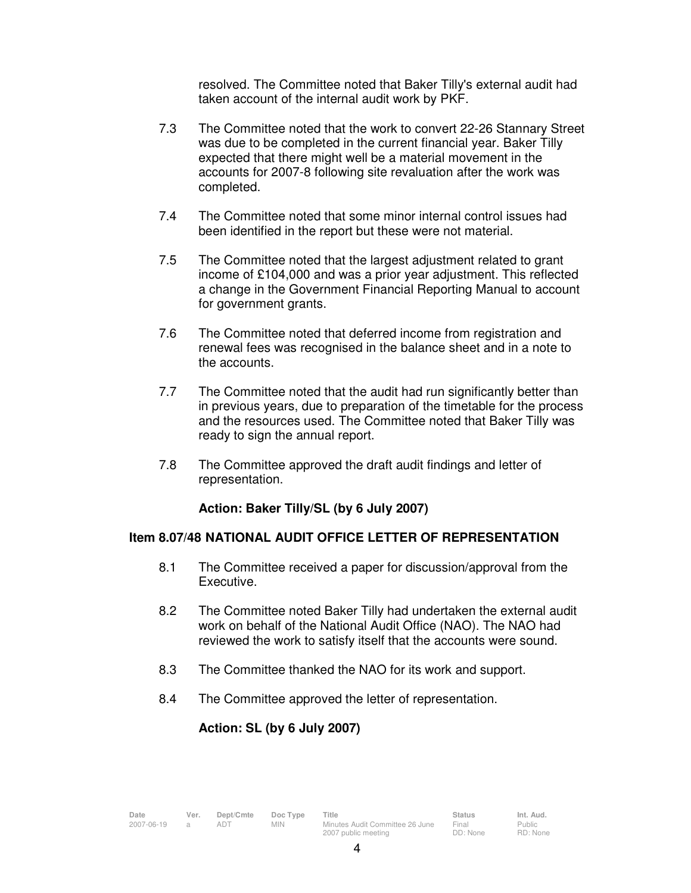resolved. The Committee noted that Baker Tilly's external audit had taken account of the internal audit work by PKF.

7.3 The Committee noted that the work to convert 22-26 Stannary Street was due to be completed in the current financial year. Baker Tilly expected that there might well be a material movement in the accounts for 2007-8 following site revaluation after the work was completed.

7.4 The Committee noted that some minor internal control issues had been identified in the report but these were not material.

7.5 The Committee noted that the largest adjustment related to grant income of £104,000 and was a prior year adjustment. This reflected a change in the Government Financial Reporting Manual to account for government grants.

7.6 The Committee noted that deferred income from registration and renewal fees was recognised in the balance sheet and in a note to the accounts.

7.7 The Committee noted that the audit had run significantly better than in previous years, due to preparation of the timetable for the process and the resources used. The Committee noted that Baker Tilly was ready to sign the annual report.

7.8 The Committee approved the draft audit findings and letter of representation.

**Action: Baker Tilly/SL (by 6 July 2007)**

**Item 8.07/48 NATIONAL AUDIT OFFICE LETTER OF REPRESENTATION**

8.1 The Committee received a paper for discussion/approval from the Executive.

8.2 The Committee noted Baker Tilly had undertaken the external audit work on behalf of the National Audit Office (NAO). The NAO had reviewed the work to satisfy itself that the accounts were sound.

8.3 The Committee thanked the NAO for its work and support.

8.4 The Committee approved the letter of representation.

**Action: SL (by 6 July 2007)**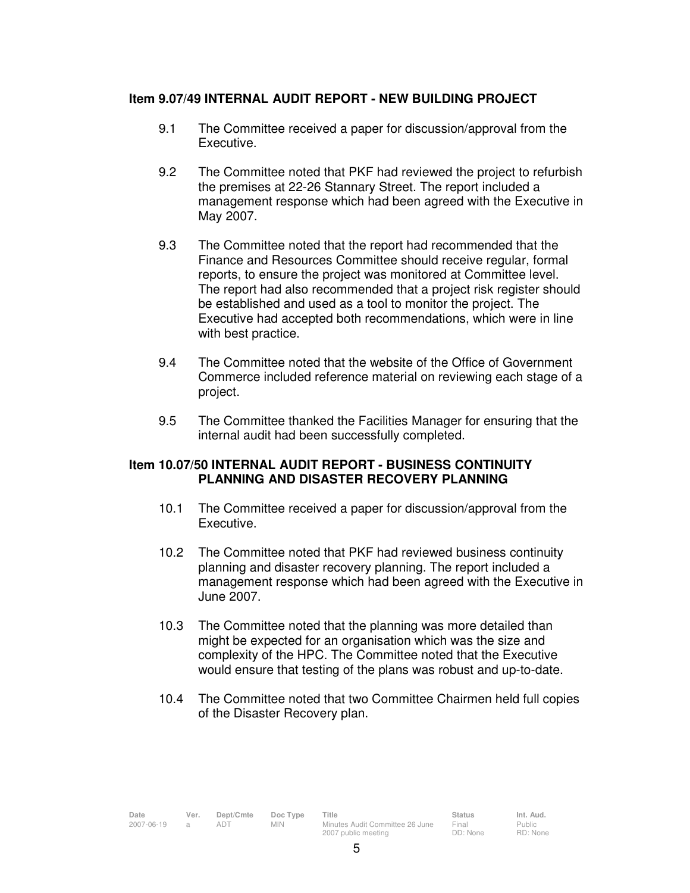**Item 9.07/49 INTERNAL AUDIT REPORT - NEW BUILDING PROJECT**

9.1 The Committee received a paper for discussion/approval from the Executive.

9.2 The Committee noted that PKF had reviewed the project to refurbish the premises at 22-26 Stannary Street. The report included a management response which had been agreed with the Executive in May 2007.

9.3 The Committee noted that the report had recommended that the Finance and Resources Committee should receive regular, formal reports, to ensure the project was monitored at Committee level. The report had also recommended that a project risk register should be established and used as a tool to monitor the project. The Executive had accepted both recommendations, which were in line with best practice.

9.4 The Committee noted that the website of the Office of Government Commerce included reference material on reviewing each stage of a project.

9.5 The Committee thanked the Facilities Manager for ensuring that the internal audit had been successfully completed.

**Item 10.07/50 INTERNAL AUDIT REPORT - BUSINESS CONTINUITY PLANNING AND DISASTER RECOVERY PLANNING**

10.1 The Committee received a paper for discussion/approval from the Executive.

10.2 The Committee noted that PKF had reviewed business continuity planning and disaster recovery planning. The report included a management response which had been agreed with the Executive in June 2007.

10.3 The Committee noted that the planning was more detailed than might be expected for an organisation which was the size and complexity of the HPC. The Committee noted that the Executive would ensure that testing of the plans was robust and up-to-date.

10.4 The Committee noted that two Committee Chairmen held full copies of the Disaster Recovery plan.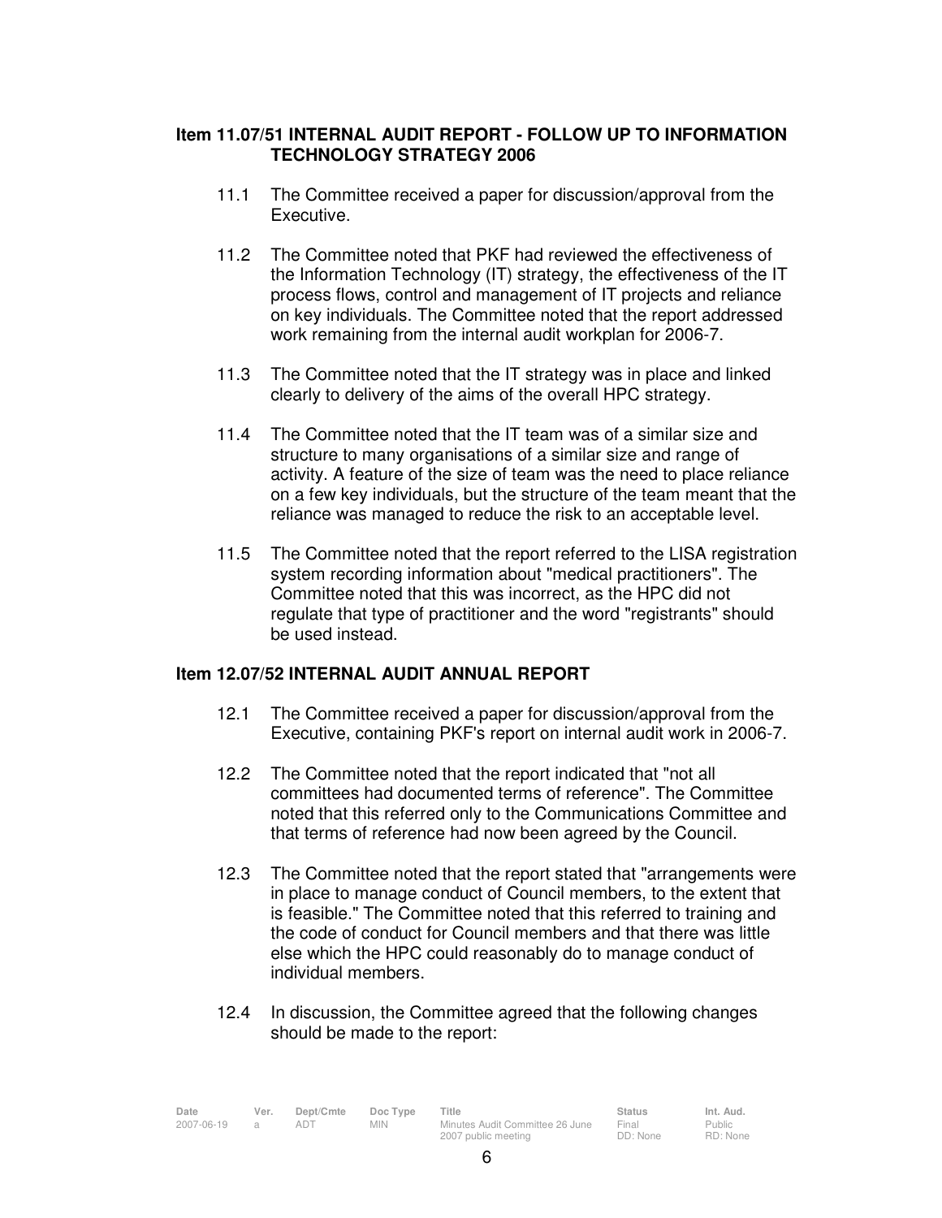**Item 11.07/51 INTERNAL AUDIT REPORT - FOLLOW UP TO INFORMATION TECHNOLOGY STRATEGY 2006**

11.1 The Committee received a paper for discussion/approval from the Executive.

11.2 The Committee noted that PKF had reviewed the effectiveness of the Information Technology (IT) strategy, the effectiveness of the IT process flows, control and management of IT projects and reliance on key individuals. The Committee noted that the report addressed work remaining from the internal audit workplan for 2006-7.

11.3 The Committee noted that the IT strategy was in place and linked clearly to delivery of the aims of the overall HPC strategy.

11.4 The Committee noted that the IT team was of a similar size and structure to many organisations of a similar size and range of activity. A feature of the size of team was the need to place reliance on a few key individuals, but the structure of the team meant that the reliance was managed to reduce the risk to an acceptable level.

11.5 The Committee noted that the report referred to the LISA registration system recording information about "medical practitioners". The Committee noted that this was incorrect, as the HPC did not regulate that type of practitioner and the word "registrants" should be used instead.

**Item 12.07/52 INTERNAL AUDIT ANNUAL REPORT**

12.1 The Committee received a paper for discussion/approval from the Executive, containing PKF's report on internal audit work in 2006-7.

12.2 The Committee noted that the report indicated that "not all committees had documented terms of reference". The Committee noted that this referred only to the Communications Committee and that terms of reference had now been agreed by the Council.

12.3 The Committee noted that the report stated that "arrangements were in place to manage conduct of Council members, to the extent that is feasible." The Committee noted that this referred to training and the code of conduct for Council members and that there was little else which the HPC could reasonably do to manage conduct of individual members.

12.4 In discussion, the Committee agreed that the following changes should be made to the report: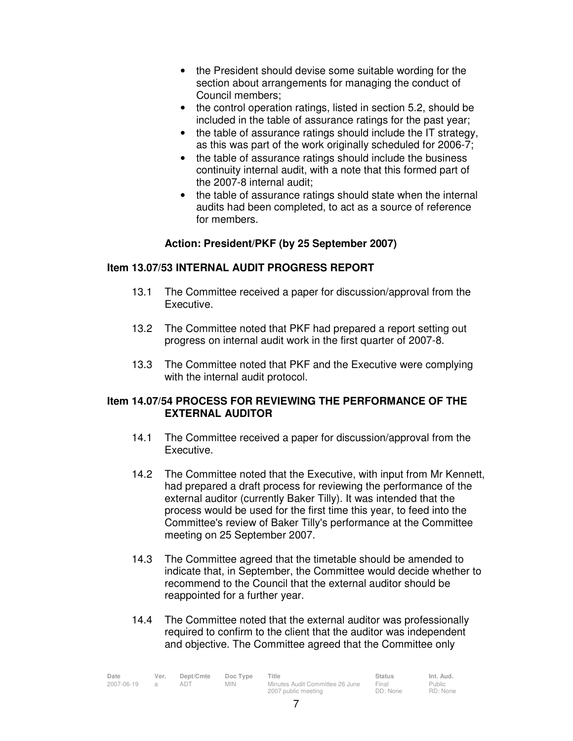- the President should devise some suitable wording for the section about arrangements for managing the conduct of Council members;
- the control operation ratings, listed in section 5.2, should be included in the table of assurance ratings for the past year;
- the table of assurance ratings should include the IT strategy, as this was part of the work originally scheduled for 2006-7;
- the table of assurance ratings should include the business continuity internal audit, with a note that this formed part of the 2007-8 internal audit;
- the table of assurance ratings should state when the internal audits had been completed, to act as a source of reference for members.

**Action: President/PKF (by 25 September 2007)**

### Item 13.07/53 INTERNAL AUDIT PROGRESS REPORT

13.1 The Committee received a paper for discussion/approval from the Executive.

13.2 The Committee noted that PKF had prepared a report setting out progress on internal audit work in the first quarter of 2007-8.

13.3 The Committee noted that PKF and the Executive were complying with the internal audit protocol.

### Item 14.07/54 PROCESS FOR REVIEWING THE PERFORMANCE OF THE EXTERNAL AUDITOR

14.1 The Committee received a paper for discussion/approval from the Executive.

14.2 The Committee noted that the Executive, with input from Mr Kennett, had prepared a draft process for reviewing the performance of the external auditor (currently Baker Tilly). It was intended that the process would be used for the first time this year, to feed into the Committee's review of Baker Tilly's performance at the Committee meeting on 25 September 2007.

14.3 The Committee agreed that the timetable should be amended to indicate that, in September, the Committee would decide whether to recommend to the Council that the external auditor should be reappointed for a further year.

14.4 The Committee noted that the external auditor was professionally required to confirm to the client that the auditor was independent and objective. The Committee agreed that the Committee only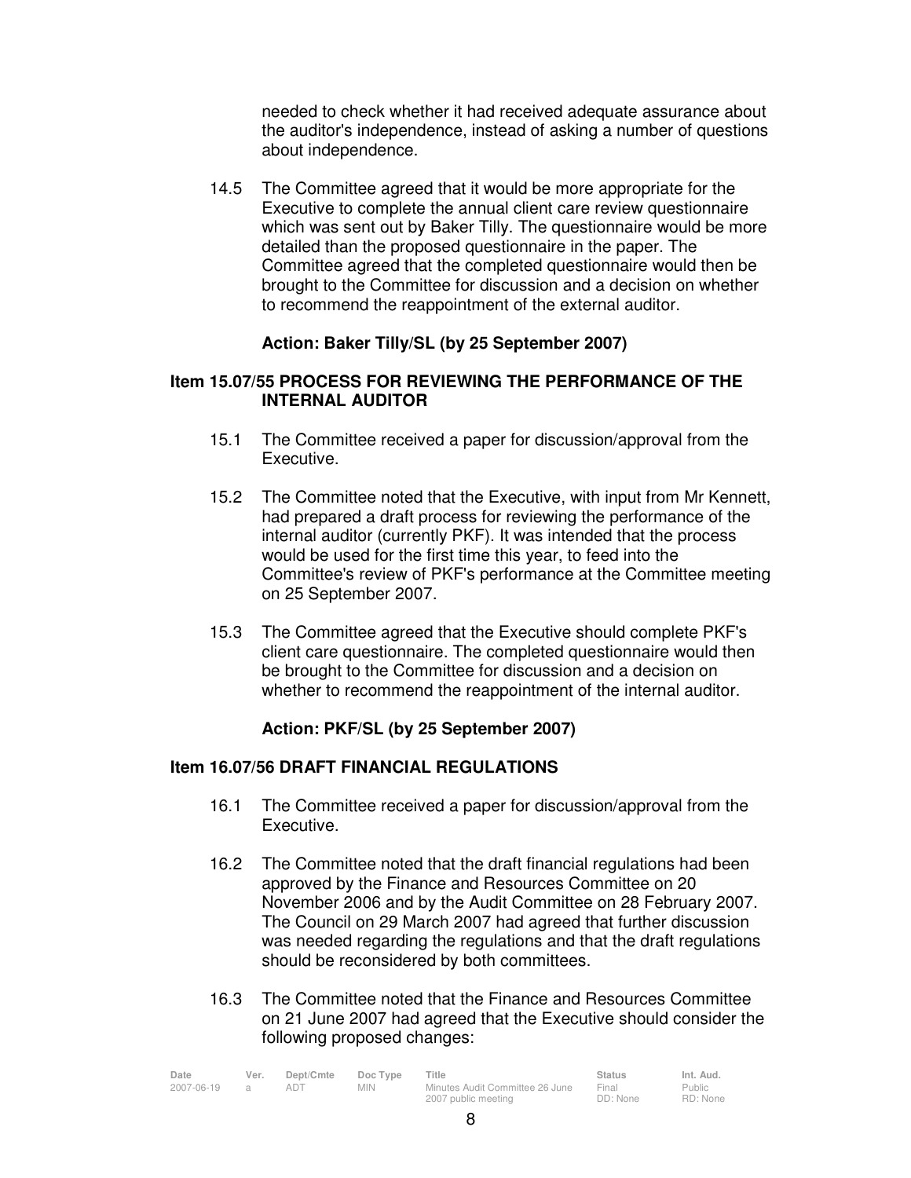needed to check whether it had received adequate assurance about the auditor's independence, instead of asking a number of questions about independence.

14.5 The Committee agreed that it would be more appropriate for the Executive to complete the annual client care review questionnaire which was sent out by Baker Tilly. The questionnaire would be more detailed than the proposed questionnaire in the paper. The Committee agreed that the completed questionnaire would then be brought to the Committee for discussion and a decision on whether to recommend the reappointment of the external auditor.

**Action: Baker Tilly/SL (by 25 September 2007)**

**Item 15.07/55 PROCESS FOR REVIEWING THE PERFORMANCE OF THE INTERNAL AUDITOR**

15.1 The Committee received a paper for discussion/approval from the Executive.

15.2 The Committee noted that the Executive, with input from Mr Kennett, had prepared a draft process for reviewing the performance of the internal auditor (currently PKF). It was intended that the process would be used for the first time this year, to feed into the Committee's review of PKF's performance at the Committee meeting on 25 September 2007.

15.3 The Committee agreed that the Executive should complete PKF's client care questionnaire. The completed questionnaire would then be brought to the Committee for discussion and a decision on whether to recommend the reappointment of the internal auditor.

**Action: PKF/SL (by 25 September 2007)**

**Item 16.07/56 DRAFT FINANCIAL REGULATIONS**

16.1 The Committee received a paper for discussion/approval from the Executive.

16.2 The Committee noted that the draft financial regulations had been approved by the Finance and Resources Committee on 20 November 2006 and by the Audit Committee on 28 February 2007. The Council on 29 March 2007 had agreed that further discussion was needed regarding the regulations and that the draft regulations should be reconsidered by both committees.

16.3 The Committee noted that the Finance and Resources Committee on 21 June 2007 had agreed that the Executive should consider the following proposed changes: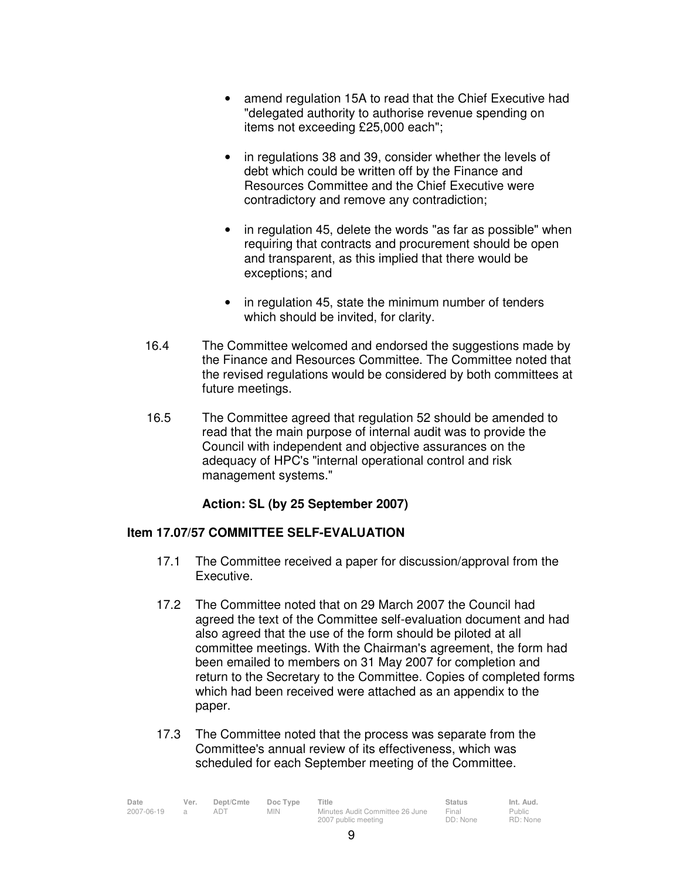- amend regulation 15A to read that the Chief Executive had "delegated authority to authorise revenue spending on items not exceeding £25,000 each";

- in regulations 38 and 39, consider whether the levels of debt which could be written off by the Finance and Resources Committee and the Chief Executive were contradictory and remove any contradiction;

- in regulation 45, delete the words "as far as possible" when requiring that contracts and procurement should be open and transparent, as this implied that there would be exceptions; and

- in regulation 45, state the minimum number of tenders which should be invited, for clarity.

16.4 The Committee welcomed and endorsed the suggestions made by the Finance and Resources Committee. The Committee noted that the revised regulations would be considered by both committees at future meetings.

16.5 The Committee agreed that regulation 52 should be amended to read that the main purpose of internal audit was to provide the Council with independent and objective assurances on the adequacy of HPC's "internal operational control and risk management systems."

**Action: SL (by 25 September 2007)**

### Item 17.07/57 COMMITTEE SELF-EVALUATION

17.1 The Committee received a paper for discussion/approval from the Executive.

17.2 The Committee noted that on 29 March 2007 the Council had agreed the text of the Committee self-evaluation document and had also agreed that the use of the form should be piloted at all committee meetings. With the Chairman's agreement, the form had been emailed to members on 31 May 2007 for completion and return to the Secretary to the Committee. Copies of completed forms which had been received were attached as an appendix to the paper.

17.3 The Committee noted that the process was separate from the Committee's annual review of its effectiveness, which was scheduled for each September meeting of the Committee.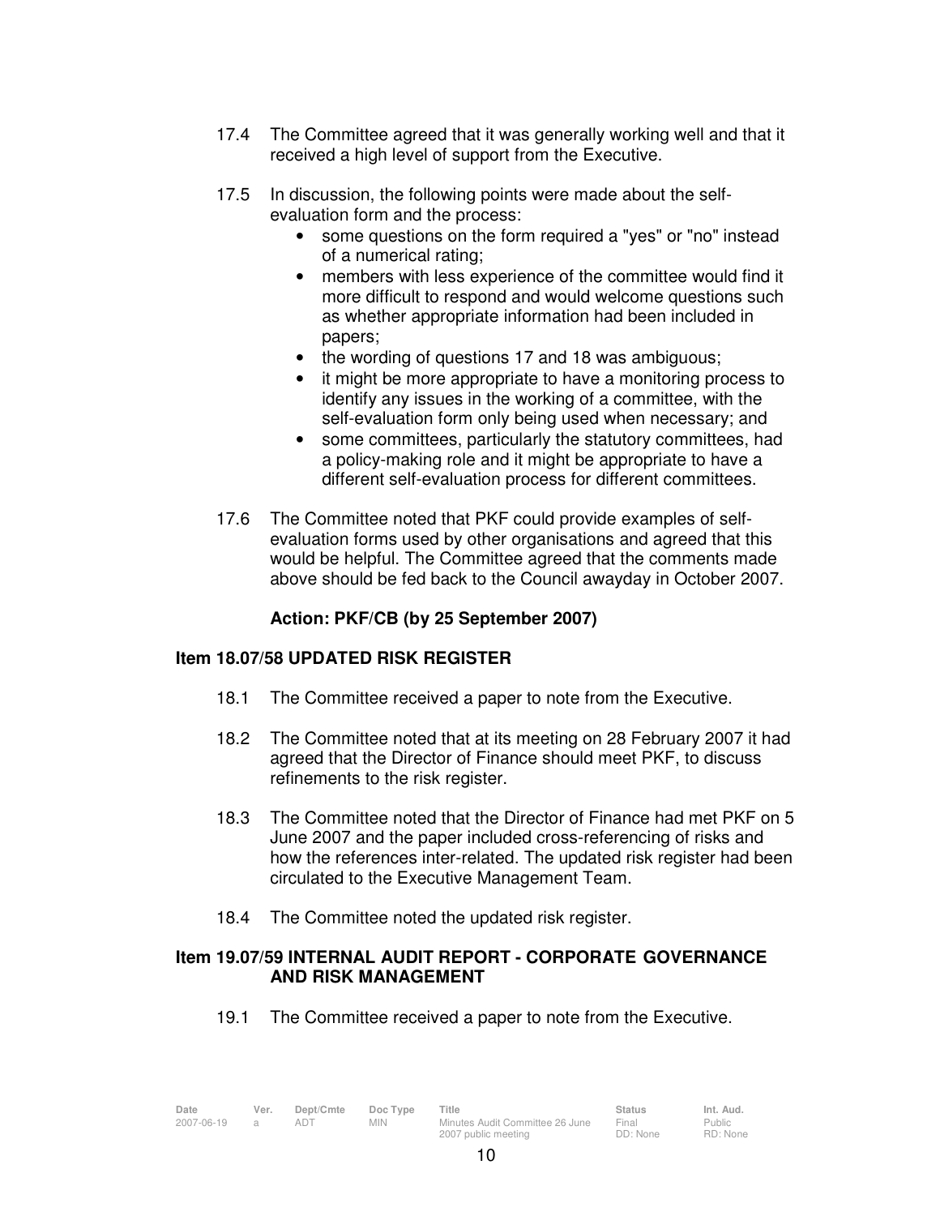17.4 The Committee agreed that it was generally working well and that it received a high level of support from the Executive.

17.5 In discussion, the following points were made about the self-evaluation form and the process:

- some questions on the form required a "yes" or "no" instead of a numerical rating;
- members with less experience of the committee would find it more difficult to respond and would welcome questions such as whether appropriate information had been included in papers;
- the wording of questions 17 and 18 was ambiguous;
- it might be more appropriate to have a monitoring process to identify any issues in the working of a committee, with the self-evaluation form only being used when necessary; and
- some committees, particularly the statutory committees, had a policy-making role and it might be appropriate to have a different self-evaluation process for different committees.

17.6 The Committee noted that PKF could provide examples of self-evaluation forms used by other organisations and agreed that this would be helpful. The Committee agreed that the comments made above should be fed back to the Council awayday in October 2007.

**Action: PKF/CB (by 25 September 2007)**

**Item 18.07/58 UPDATED RISK REGISTER**

18.1 The Committee received a paper to note from the Executive.

18.2 The Committee noted that at its meeting on 28 February 2007 it had agreed that the Director of Finance should meet PKF, to discuss refinements to the risk register.

18.3 The Committee noted that the Director of Finance had met PKF on 5 June 2007 and the paper included cross-referencing of risks and how the references inter-related. The updated risk register had been circulated to the Executive Management Team.

18.4 The Committee noted the updated risk register.

**Item 19.07/59 INTERNAL AUDIT REPORT - CORPORATE GOVERNANCE AND RISK MANAGEMENT**

19.1 The Committee received a paper to note from the Executive.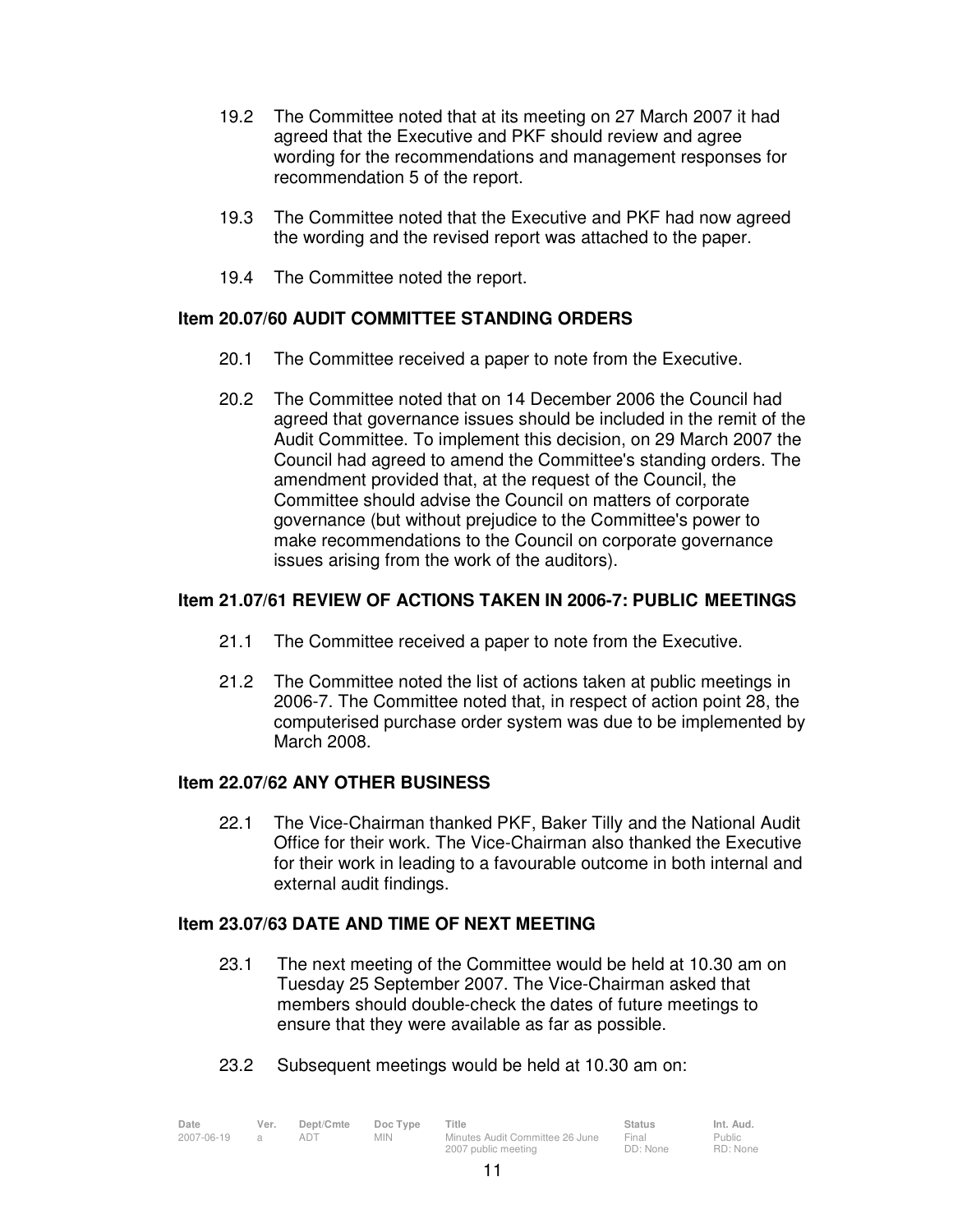19.2 The Committee noted that at its meeting on 27 March 2007 it had agreed that the Executive and PKF should review and agree wording for the recommendations and management responses for recommendation 5 of the report.

19.3 The Committee noted that the Executive and PKF had now agreed the wording and the revised report was attached to the paper.

19.4 The Committee noted the report.

**Item 20.07/60 AUDIT COMMITTEE STANDING ORDERS**

20.1 The Committee received a paper to note from the Executive.

20.2 The Committee noted that on 14 December 2006 the Council had agreed that governance issues should be included in the remit of the Audit Committee. To implement this decision, on 29 March 2007 the Council had agreed to amend the Committee's standing orders. The amendment provided that, at the request of the Council, the Committee should advise the Council on matters of corporate governance (but without prejudice to the Committee's power to make recommendations to the Council on corporate governance issues arising from the work of the auditors).

**Item 21.07/61 REVIEW OF ACTIONS TAKEN IN 2006-7: PUBLIC MEETINGS**

21.1 The Committee received a paper to note from the Executive.

21.2 The Committee noted the list of actions taken at public meetings in 2006-7. The Committee noted that, in respect of action point 28, the computerised purchase order system was due to be implemented by March 2008.

**Item 22.07/62 ANY OTHER BUSINESS**

22.1 The Vice-Chairman thanked PKF, Baker Tilly and the National Audit Office for their work. The Vice-Chairman also thanked the Executive for their work in leading to a favourable outcome in both internal and external audit findings.

**Item 23.07/63 DATE AND TIME OF NEXT MEETING**

23.1 The next meeting of the Committee would be held at 10.30 am on Tuesday 25 September 2007. The Vice-Chairman asked that members should double-check the dates of future meetings to ensure that they were available as far as possible.

23.2 Subsequent meetings would be held at 10.30 am on: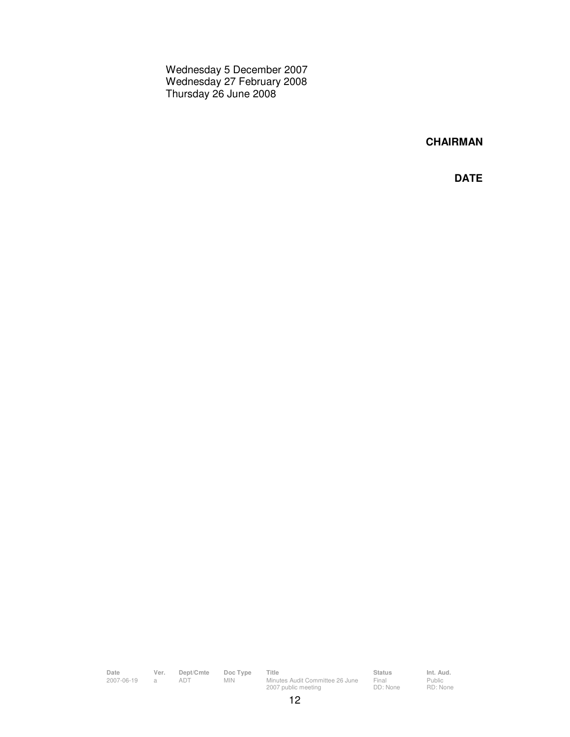Wednesday 5 December 2007
Wednesday 27 February 2008
Thursday 26 June 2008

**CHAIRMAN**

**DATE**